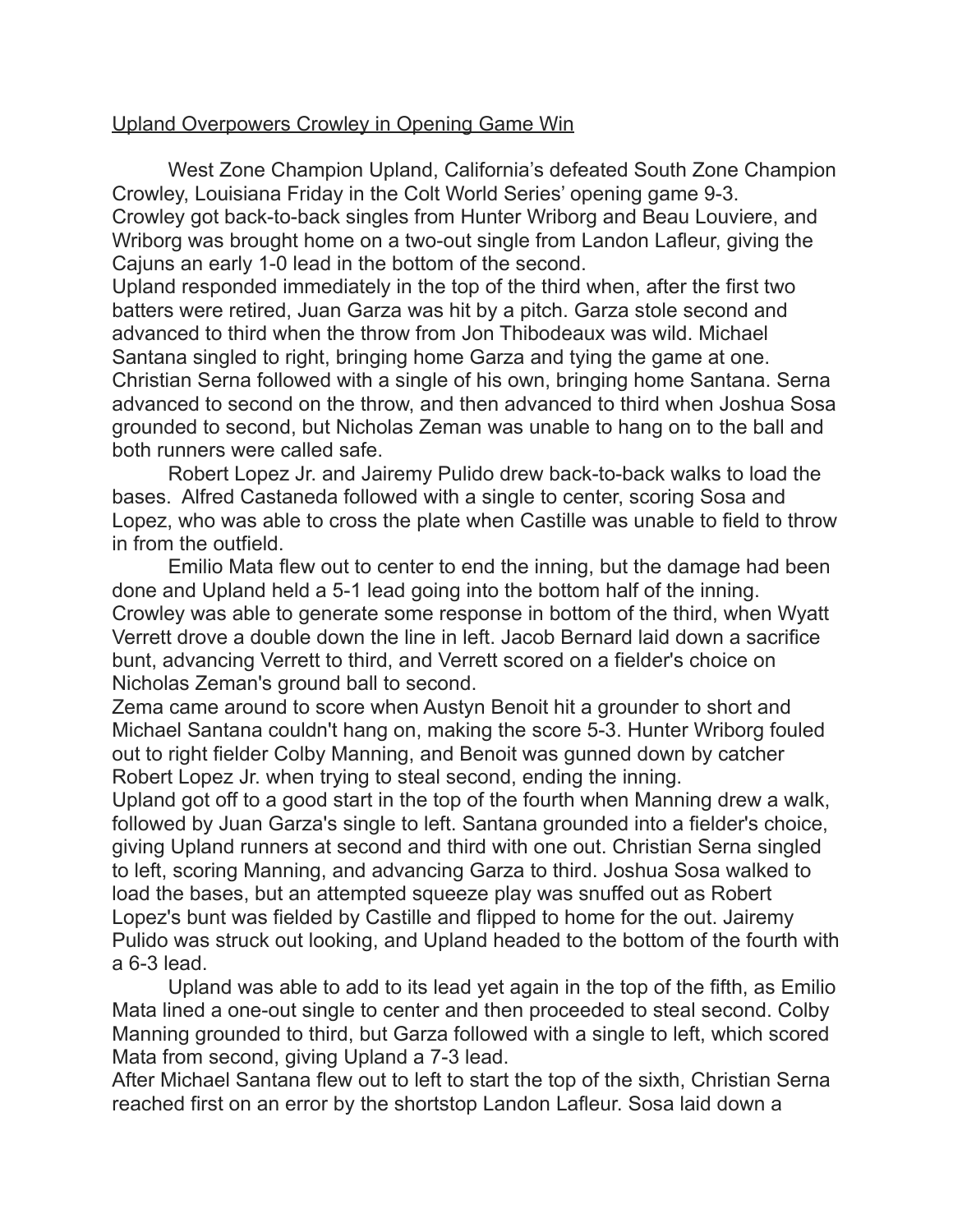Upland Overpowers Crowley in Opening Game Win

West Zone Champion Upland, California's defeated South Zone Champion Crowley, Louisiana Friday in the Colt World Series' opening game 9-3.
Crowley got back-to-back singles from Hunter Wriborg and Beau Louviere, and Wriborg was brought home on a two-out single from Landon Lafleur, giving the Cajuns an early 1-0 lead in the bottom of the second.
Upland responded immediately in the top of the third when, after the first two batters were retired, Juan Garza was hit by a pitch. Garza stole second and advanced to third when the throw from Jon Thibodeaux was wild. Michael Santana singled to right, bringing home Garza and tying the game at one. Christian Serna followed with a single of his own, bringing home Santana. Serna advanced to second on the throw, and then advanced to third when Joshua Sosa grounded to second, but Nicholas Zeman was unable to hang on to the ball and both runners were called safe.

Robert Lopez Jr. and Jairemy Pulido drew back-to-back walks to load the bases. Alfred Castaneda followed with a single to center, scoring Sosa and Lopez, who was able to cross the plate when Castille was unable to field to throw in from the outfield.

Emilio Mata flew out to center to end the inning, but the damage had been done and Upland held a 5-1 lead going into the bottom half of the inning.
Crowley was able to generate some response in bottom of the third, when Wyatt Verrett drove a double down the line in left. Jacob Bernard laid down a sacrifice bunt, advancing Verrett to third, and Verrett scored on a fielder's choice on Nicholas Zeman's ground ball to second.
Zema came around to score when Austyn Benoit hit a grounder to short and Michael Santana couldn't hang on, making the score 5-3. Hunter Wriborg fouled out to right fielder Colby Manning, and Benoit was gunned down by catcher Robert Lopez Jr. when trying to steal second, ending the inning.
Upland got off to a good start in the top of the fourth when Manning drew a walk, followed by Juan Garza's single to left. Santana grounded into a fielder's choice, giving Upland runners at second and third with one out. Christian Serna singled to left, scoring Manning, and advancing Garza to third. Joshua Sosa walked to load the bases, but an attempted squeeze play was snuffed out as Robert Lopez's bunt was fielded by Castille and flipped to home for the out. Jairemy Pulido was struck out looking, and Upland headed to the bottom of the fourth with a 6-3 lead.

Upland was able to add to its lead yet again in the top of the fifth, as Emilio Mata lined a one-out single to center and then proceeded to steal second. Colby Manning grounded to third, but Garza followed with a single to left, which scored Mata from second, giving Upland a 7-3 lead.
After Michael Santana flew out to left to start the top of the sixth, Christian Serna reached first on an error by the shortstop Landon Lafleur. Sosa laid down a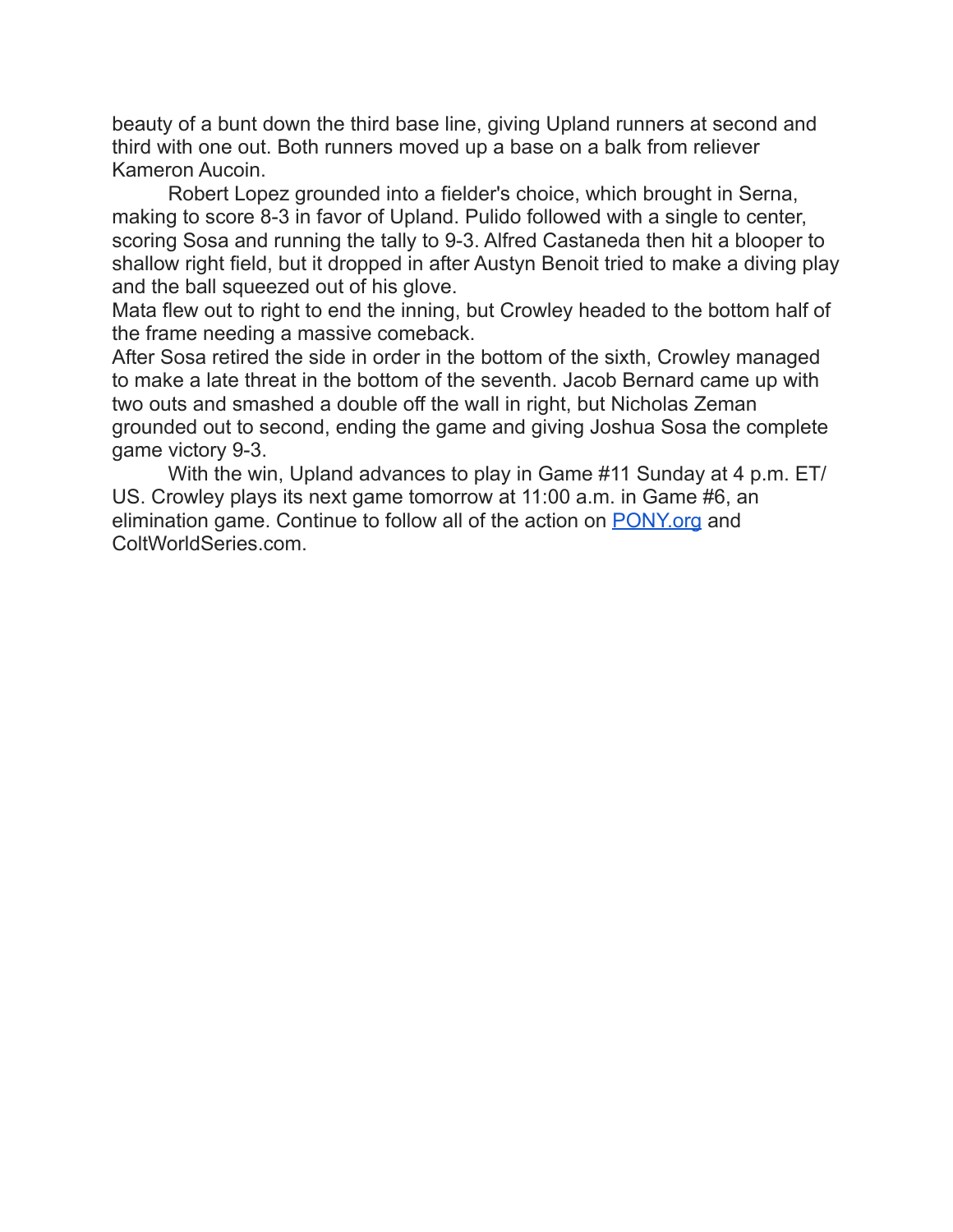beauty of a bunt down the third base line, giving Upland runners at second and third with one out. Both runners moved up a base on a balk from reliever Kameron Aucoin.

Robert Lopez grounded into a fielder's choice, which brought in Serna, making to score 8-3 in favor of Upland. Pulido followed with a single to center, scoring Sosa and running the tally to 9-3. Alfred Castaneda then hit a blooper to shallow right field, but it dropped in after Austyn Benoit tried to make a diving play and the ball squeezed out of his glove.

Mata flew out to right to end the inning, but Crowley headed to the bottom half of the frame needing a massive comeback.

After Sosa retired the side in order in the bottom of the sixth, Crowley managed to make a late threat in the bottom of the seventh. Jacob Bernard came up with two outs and smashed a double off the wall in right, but Nicholas Zeman grounded out to second, ending the game and giving Joshua Sosa the complete game victory 9-3.

With the win, Upland advances to play in Game #11 Sunday at 4 p.m. ET/US. Crowley plays its next game tomorrow at 11:00 a.m. in Game #6, an elimination game. Continue to follow all of the action on [PONY.org](PONY.org) and ColtWorldSeries.com.